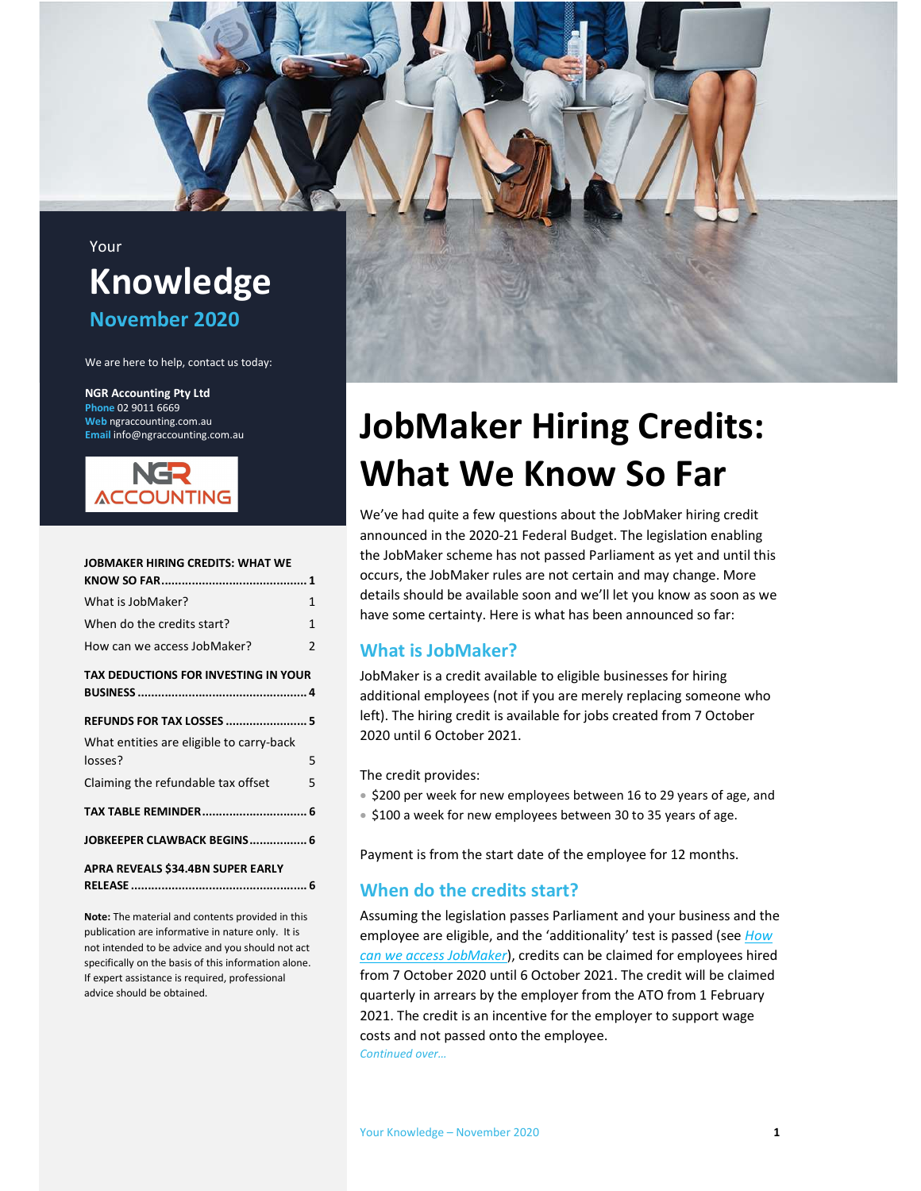Your

# Knowledge

**November 2020**

We are here to help, contact us today:

**NGR Accounting Pty Ltd**
**Phone** 02 9011 6669
**Web** ngraccounting.com.au
**Email** info@ngraccounting.com.au

| | |
|---|---|
| **JOBMAKER HIRING CREDITS: WHAT WE KNOW SO FAR** | **1** |
| What is JobMaker? | 1 |
| When do the credits start? | 1 |
| How can we access JobMaker? | 2 |
| **TAX DEDUCTIONS FOR INVESTING IN YOUR BUSINESS** | **4** |
| **REFUNDS FOR TAX LOSSES** | **5** |
| What entities are eligible to carry-back losses? | 5 |
| Claiming the refundable tax offset | 5 |
| **TAX TABLE REMINDER** | **6** |
| **JOBKEEPER CLAWBACK BEGINS** | **6** |
| **APRA REVEALS $34.4BN SUPER EARLY RELEASE** | **6** |

**Note:** The material and contents provided in this publication are informative in nature only. It is not intended to be advice and you should not act specifically on the basis of this information alone. If expert assistance is required, professional advice should be obtained.

# JobMaker Hiring Credits: What We Know So Far

We've had quite a few questions about the JobMaker hiring credit announced in the 2020-21 Federal Budget. The legislation enabling the JobMaker scheme has not passed Parliament as yet and until this occurs, the JobMaker rules are not certain and may change. More details should be available soon and we'll let you know as soon as we have some certainty. Here is what has been announced so far:

## What is JobMaker?

JobMaker is a credit available to eligible businesses for hiring additional employees (not if you are merely replacing someone who left). The hiring credit is available for jobs created from 7 October 2020 until 6 October 2021.

The credit provides:

- $200 per week for new employees between 16 to 29 years of age, and
- $100 a week for new employees between 30 to 35 years of age.

Payment is from the start date of the employee for 12 months.

## When do the credits start?

Assuming the legislation passes Parliament and your business and the employee are eligible, and the 'additionality' test is passed (see *How can we access JobMaker*), credits can be claimed for employees hired from 7 October 2020 until 6 October 2021. The credit will be claimed quarterly in arrears by the employer from the ATO from 1 February 2021. The credit is an incentive for the employer to support wage costs and not passed onto the employee.

*Continued over…*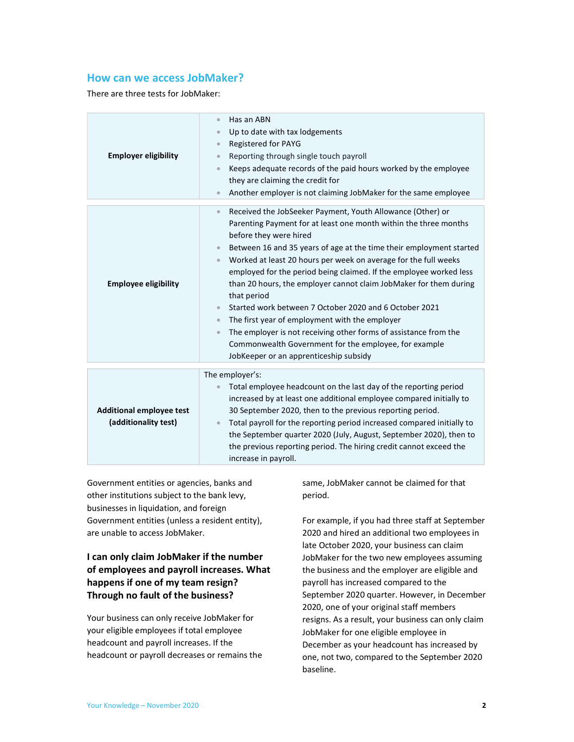## How can we access JobMaker?

There are three tests for JobMaker:

| | |
|---|---|
| **Employer eligibility** | • Has an ABN<br>• Up to date with tax lodgements<br>• Registered for PAYG<br>• Reporting through single touch payroll<br>• Keeps adequate records of the paid hours worked by the employee they are claiming the credit for<br>• Another employer is not claiming JobMaker for the same employee |
| **Employee eligibility** | • Received the JobSeeker Payment, Youth Allowance (Other) or Parenting Payment for at least one month within the three months before they were hired<br>• Between 16 and 35 years of age at the time their employment started<br>• Worked at least 20 hours per week on average for the full weeks employed for the period being claimed. If the employee worked less than 20 hours, the employer cannot claim JobMaker for them during that period<br>• Started work between 7 October 2020 and 6 October 2021<br>• The first year of employment with the employer<br>• The employer is not receiving other forms of assistance from the Commonwealth Government for the employee, for example JobKeeper or an apprenticeship subsidy |
| **Additional employee test (additionality test)** | The employer's:<br>• Total employee headcount on the last day of the reporting period increased by at least one additional employee compared initially to 30 September 2020, then to the previous reporting period.<br>• Total payroll for the reporting period increased compared initially to the September quarter 2020 (July, August, September 2020), then to the previous reporting period. The hiring credit cannot exceed the increase in payroll. |

Government entities or agencies, banks and other institutions subject to the bank levy, businesses in liquidation, and foreign Government entities (unless a resident entity), are unable to access JobMaker.

### I can only claim JobMaker if the number of employees and payroll increases. What happens if one of my team resign? Through no fault of the business?

Your business can only receive JobMaker for your eligible employees if total employee headcount and payroll increases. If the headcount or payroll decreases or remains the same, JobMaker cannot be claimed for that period.

For example, if you had three staff at September 2020 and hired an additional two employees in late October 2020, your business can claim JobMaker for the two new employees assuming the business and the employer are eligible and payroll has increased compared to the September 2020 quarter. However, in December 2020, one of your original staff members resigns. As a result, your business can only claim JobMaker for one eligible employee in December as your headcount has increased by one, not two, compared to the September 2020 baseline.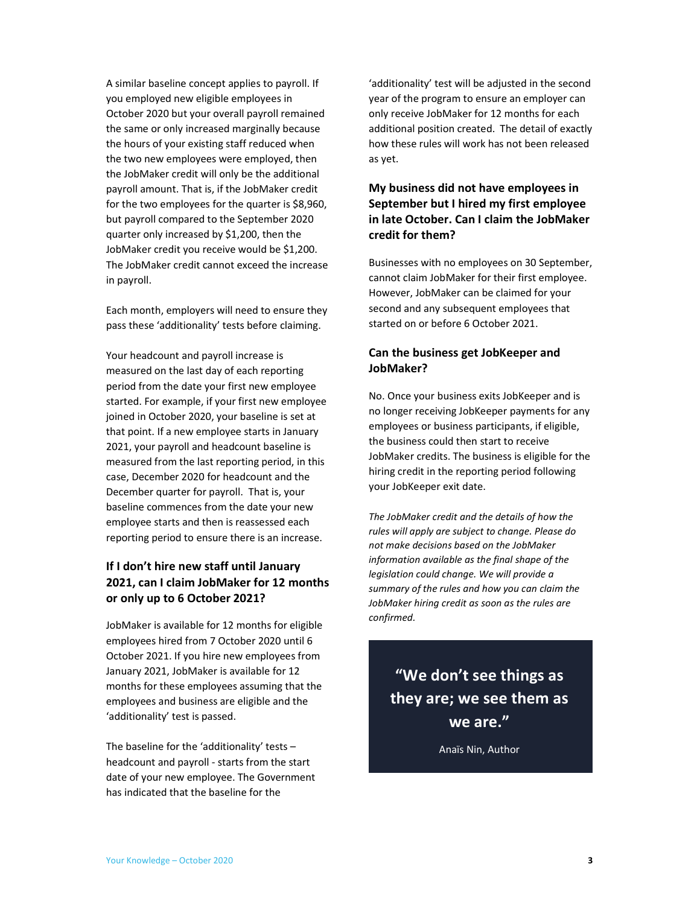A similar baseline concept applies to payroll. If you employed new eligible employees in October 2020 but your overall payroll remained the same or only increased marginally because the hours of your existing staff reduced when the two new employees were employed, then the JobMaker credit will only be the additional payroll amount. That is, if the JobMaker credit for the two employees for the quarter is $8,960, but payroll compared to the September 2020 quarter only increased by $1,200, then the JobMaker credit you receive would be $1,200. The JobMaker credit cannot exceed the increase in payroll.

Each month, employers will need to ensure they pass these 'additionality' tests before claiming.

Your headcount and payroll increase is measured on the last day of each reporting period from the date your first new employee started. For example, if your first new employee joined in October 2020, your baseline is set at that point. If a new employee starts in January 2021, your payroll and headcount baseline is measured from the last reporting period, in this case, December 2020 for headcount and the December quarter for payroll. That is, your baseline commences from the date your new employee starts and then is reassessed each reporting period to ensure there is an increase.

### If I don't hire new staff until January 2021, can I claim JobMaker for 12 months or only up to 6 October 2021?

JobMaker is available for 12 months for eligible employees hired from 7 October 2020 until 6 October 2021. If you hire new employees from January 2021, JobMaker is available for 12 months for these employees assuming that the employees and business are eligible and the 'additionality' test is passed.

The baseline for the 'additionality' tests – headcount and payroll - starts from the start date of your new employee. The Government has indicated that the baseline for the 'additionality' test will be adjusted in the second year of the program to ensure an employer can only receive JobMaker for 12 months for each additional position created. The detail of exactly how these rules will work has not been released as yet.

### My business did not have employees in September but I hired my first employee in late October. Can I claim the JobMaker credit for them?

Businesses with no employees on 30 September, cannot claim JobMaker for their first employee. However, JobMaker can be claimed for your second and any subsequent employees that started on or before 6 October 2021.

### Can the business get JobKeeper and JobMaker?

No. Once your business exits JobKeeper and is no longer receiving JobKeeper payments for any employees or business participants, if eligible, the business could then start to receive JobMaker credits. The business is eligible for the hiring credit in the reporting period following your JobKeeper exit date.

*The JobMaker credit and the details of how the rules will apply are subject to change. Please do not make decisions based on the JobMaker information available as the final shape of the legislation could change. We will provide a summary of the rules and how you can claim the JobMaker hiring credit as soon as the rules are confirmed.*

> **"We don't see things as they are; we see them as we are."**
>
> Anaïs Nin, Author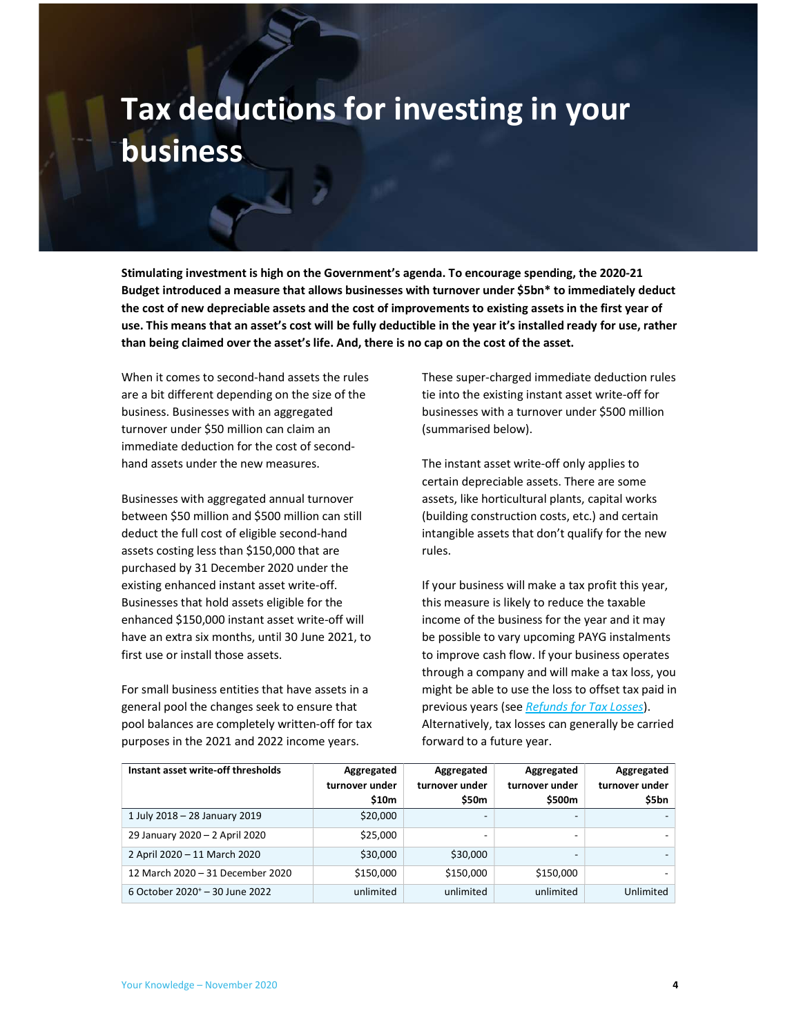# Tax deductions for investing in your business

**Stimulating investment is high on the Government's agenda. To encourage spending, the 2020-21 Budget introduced a measure that allows businesses with turnover under $5bn* to immediately deduct the cost of new depreciable assets and the cost of improvements to existing assets in the first year of use. This means that an asset's cost will be fully deductible in the year it's installed ready for use, rather than being claimed over the asset's life. And, there is no cap on the cost of the asset.**

When it comes to second-hand assets the rules are a bit different depending on the size of the business. Businesses with an aggregated turnover under $50 million can claim an immediate deduction for the cost of second-hand assets under the new measures.

Businesses with aggregated annual turnover between $50 million and $500 million can still deduct the full cost of eligible second-hand assets costing less than $150,000 that are purchased by 31 December 2020 under the existing enhanced instant asset write-off. Businesses that hold assets eligible for the enhanced $150,000 instant asset write-off will have an extra six months, until 30 June 2021, to first use or install those assets.

For small business entities that have assets in a general pool the changes seek to ensure that pool balances are completely written-off for tax purposes in the 2021 and 2022 income years.

These super-charged immediate deduction rules tie into the existing instant asset write-off for businesses with a turnover under $500 million (summarised below).

The instant asset write-off only applies to certain depreciable assets. There are some assets, like horticultural plants, capital works (building construction costs, etc.) and certain intangible assets that don't qualify for the new rules.

If your business will make a tax profit this year, this measure is likely to reduce the taxable income of the business for the year and it may be possible to vary upcoming PAYG instalments to improve cash flow. If your business operates through a company and will make a tax loss, you might be able to use the loss to offset tax paid in previous years (see *Refunds for Tax Losses*). Alternatively, tax losses can generally be carried forward to a future year.

| Instant asset write-off thresholds | Aggregated turnover under $10m | Aggregated turnover under $50m | Aggregated turnover under $500m | Aggregated turnover under $5bn |
|---|---|---|---|---|
| 1 July 2018 – 28 January 2019 | $20,000 | - | - | - |
| 29 January 2020 – 2 April 2020 | $25,000 | - | - | - |
| 2 April 2020 – 11 March 2020 | $30,000 | $30,000 | - | - |
| 12 March 2020 – 31 December 2020 | $150,000 | $150,000 | $150,000 | - |
| 6 October 2020+ – 30 June 2022 | unlimited | unlimited | unlimited | Unlimited |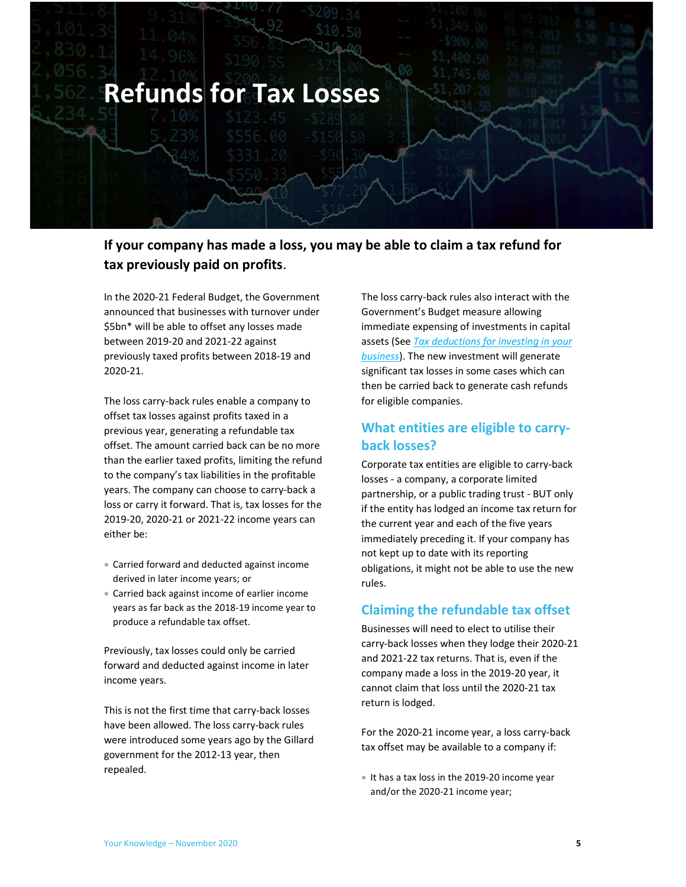# Refunds for Tax Losses

**If your company has made a loss, you may be able to claim a tax refund for tax previously paid on profits.**

In the 2020-21 Federal Budget, the Government announced that businesses with turnover under $5bn* will be able to offset any losses made between 2019-20 and 2021-22 against previously taxed profits between 2018-19 and 2020-21.

The loss carry-back rules enable a company to offset tax losses against profits taxed in a previous year, generating a refundable tax offset. The amount carried back can be no more than the earlier taxed profits, limiting the refund to the company's tax liabilities in the profitable years. The company can choose to carry-back a loss or carry it forward. That is, tax losses for the 2019-20, 2020-21 or 2021-22 income years can either be:

- Carried forward and deducted against income derived in later income years; or
- Carried back against income of earlier income years as far back as the 2018-19 income year to produce a refundable tax offset.

Previously, tax losses could only be carried forward and deducted against income in later income years.

This is not the first time that carry-back losses have been allowed. The loss carry-back rules were introduced some years ago by the Gillard government for the 2012-13 year, then repealed.

The loss carry-back rules also interact with the Government's Budget measure allowing immediate expensing of investments in capital assets (See *Tax deductions for investing in your business*). The new investment will generate significant tax losses in some cases which can then be carried back to generate cash refunds for eligible companies.

## What entities are eligible to carry-back losses?

Corporate tax entities are eligible to carry-back losses - a company, a corporate limited partnership, or a public trading trust - BUT only if the entity has lodged an income tax return for the current year and each of the five years immediately preceding it. If your company has not kept up to date with its reporting obligations, it might not be able to use the new rules.

## Claiming the refundable tax offset

Businesses will need to elect to utilise their carry-back losses when they lodge their 2020-21 and 2021-22 tax returns. That is, even if the company made a loss in the 2019-20 year, it cannot claim that loss until the 2020-21 tax return is lodged.

For the 2020-21 income year, a loss carry-back tax offset may be available to a company if:

- It has a tax loss in the 2019-20 income year and/or the 2020-21 income year;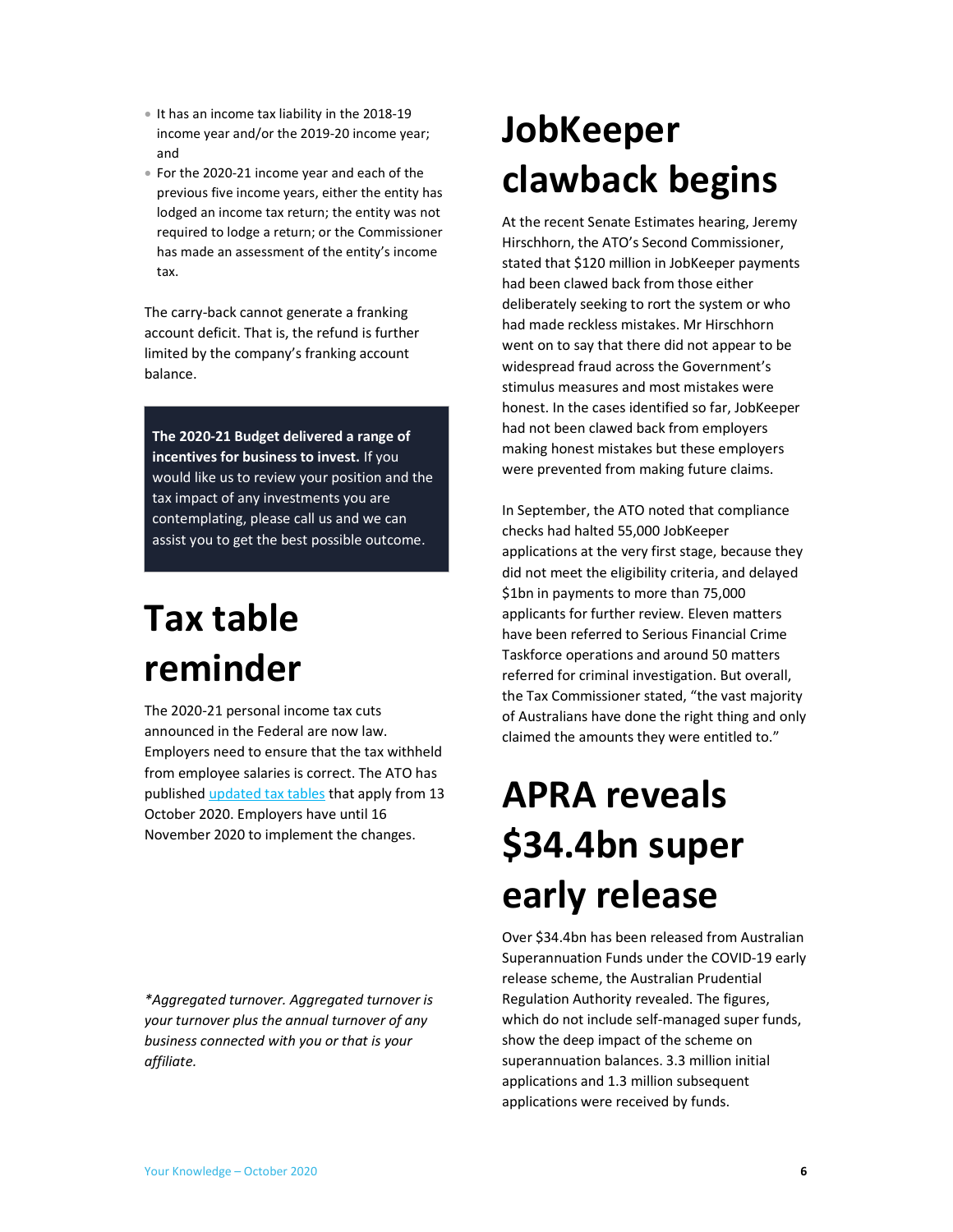- It has an income tax liability in the 2018-19 income year and/or the 2019-20 income year; and
- For the 2020-21 income year and each of the previous five income years, either the entity has lodged an income tax return; the entity was not required to lodge a return; or the Commissioner has made an assessment of the entity's income tax.

The carry-back cannot generate a franking account deficit. That is, the refund is further limited by the company's franking account balance.

**The 2020-21 Budget delivered a range of incentives for business to invest.** If you would like us to review your position and the tax impact of any investments you are contemplating, please call us and we can assist you to get the best possible outcome.

# Tax table reminder

The 2020-21 personal income tax cuts announced in the Federal are now law. Employers need to ensure that the tax withheld from employee salaries is correct. The ATO has published updated tax tables that apply from 13 October 2020. Employers have until 16 November 2020 to implement the changes.

*\*Aggregated turnover. Aggregated turnover is your turnover plus the annual turnover of any business connected with you or that is your affiliate.*

# JobKeeper clawback begins

At the recent Senate Estimates hearing, Jeremy Hirschhorn, the ATO's Second Commissioner, stated that $120 million in JobKeeper payments had been clawed back from those either deliberately seeking to rort the system or who had made reckless mistakes. Mr Hirschhorn went on to say that there did not appear to be widespread fraud across the Government's stimulus measures and most mistakes were honest. In the cases identified so far, JobKeeper had not been clawed back from employers making honest mistakes but these employers were prevented from making future claims.

In September, the ATO noted that compliance checks had halted 55,000 JobKeeper applications at the very first stage, because they did not meet the eligibility criteria, and delayed $1bn in payments to more than 75,000 applicants for further review. Eleven matters have been referred to Serious Financial Crime Taskforce operations and around 50 matters referred for criminal investigation. But overall, the Tax Commissioner stated, "the vast majority of Australians have done the right thing and only claimed the amounts they were entitled to."

# APRA reveals $34.4bn super early release

Over $34.4bn has been released from Australian Superannuation Funds under the COVID-19 early release scheme, the Australian Prudential Regulation Authority revealed. The figures, which do not include self-managed super funds, show the deep impact of the scheme on superannuation balances. 3.3 million initial applications and 1.3 million subsequent applications were received by funds.